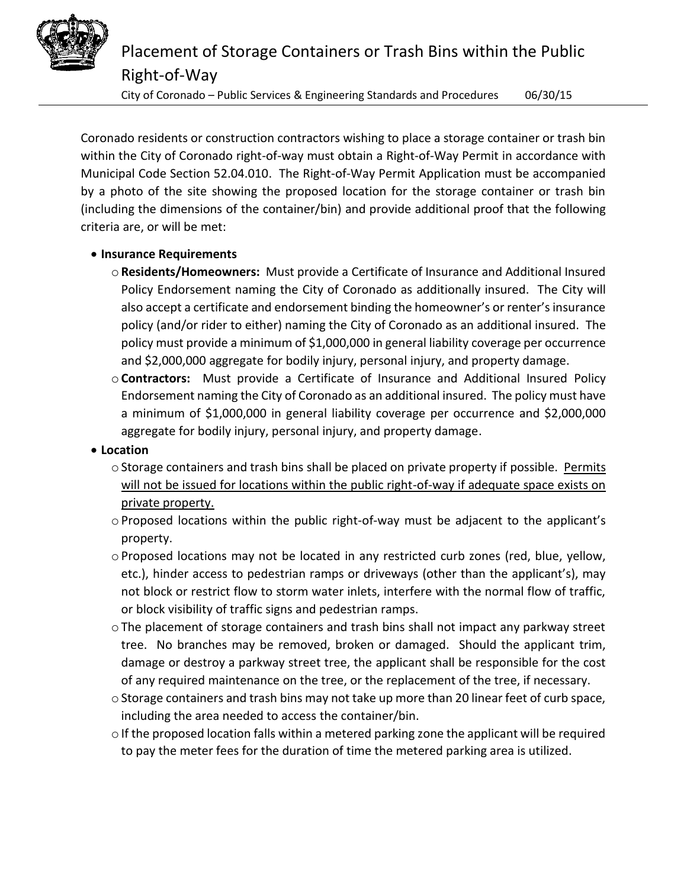# Placement of Storage Containers or Trash Bins within the Public Right-of-Way

City of Coronado – Public Services & Engineering Standards and Procedures 06/30/15

Coronado residents or construction contractors wishing to place a storage container or trash bin within the City of Coronado right-of-way must obtain a Right-of-Way Permit in accordance with Municipal Code Section 52.04.010. The Right-of-Way Permit Application must be accompanied by a photo of the site showing the proposed location for the storage container or trash bin (including the dimensions of the container/bin) and provide additional proof that the following criteria are, or will be met:

- **Insurance Requirements**
  - **Residents/Homeowners:** Must provide a Certificate of Insurance and Additional Insured Policy Endorsement naming the City of Coronado as additionally insured. The City will also accept a certificate and endorsement binding the homeowner's or renter's insurance policy (and/or rider to either) naming the City of Coronado as an additional insured. The policy must provide a minimum of $1,000,000 in general liability coverage per occurrence and $2,000,000 aggregate for bodily injury, personal injury, and property damage.
  - **Contractors:** Must provide a Certificate of Insurance and Additional Insured Policy Endorsement naming the City of Coronado as an additional insured. The policy must have a minimum of $1,000,000 in general liability coverage per occurrence and $2,000,000 aggregate for bodily injury, personal injury, and property damage.
- **Location**
  - Storage containers and trash bins shall be placed on private property if possible. <u>Permits will not be issued for locations within the public right-of-way if adequate space exists on private property.</u>
  - Proposed locations within the public right-of-way must be adjacent to the applicant's property.
  - Proposed locations may not be located in any restricted curb zones (red, blue, yellow, etc.), hinder access to pedestrian ramps or driveways (other than the applicant's), may not block or restrict flow to storm water inlets, interfere with the normal flow of traffic, or block visibility of traffic signs and pedestrian ramps.
  - The placement of storage containers and trash bins shall not impact any parkway street tree. No branches may be removed, broken or damaged. Should the applicant trim, damage or destroy a parkway street tree, the applicant shall be responsible for the cost of any required maintenance on the tree, or the replacement of the tree, if necessary.
  - Storage containers and trash bins may not take up more than 20 linear feet of curb space, including the area needed to access the container/bin.
  - If the proposed location falls within a metered parking zone the applicant will be required to pay the meter fees for the duration of time the metered parking area is utilized.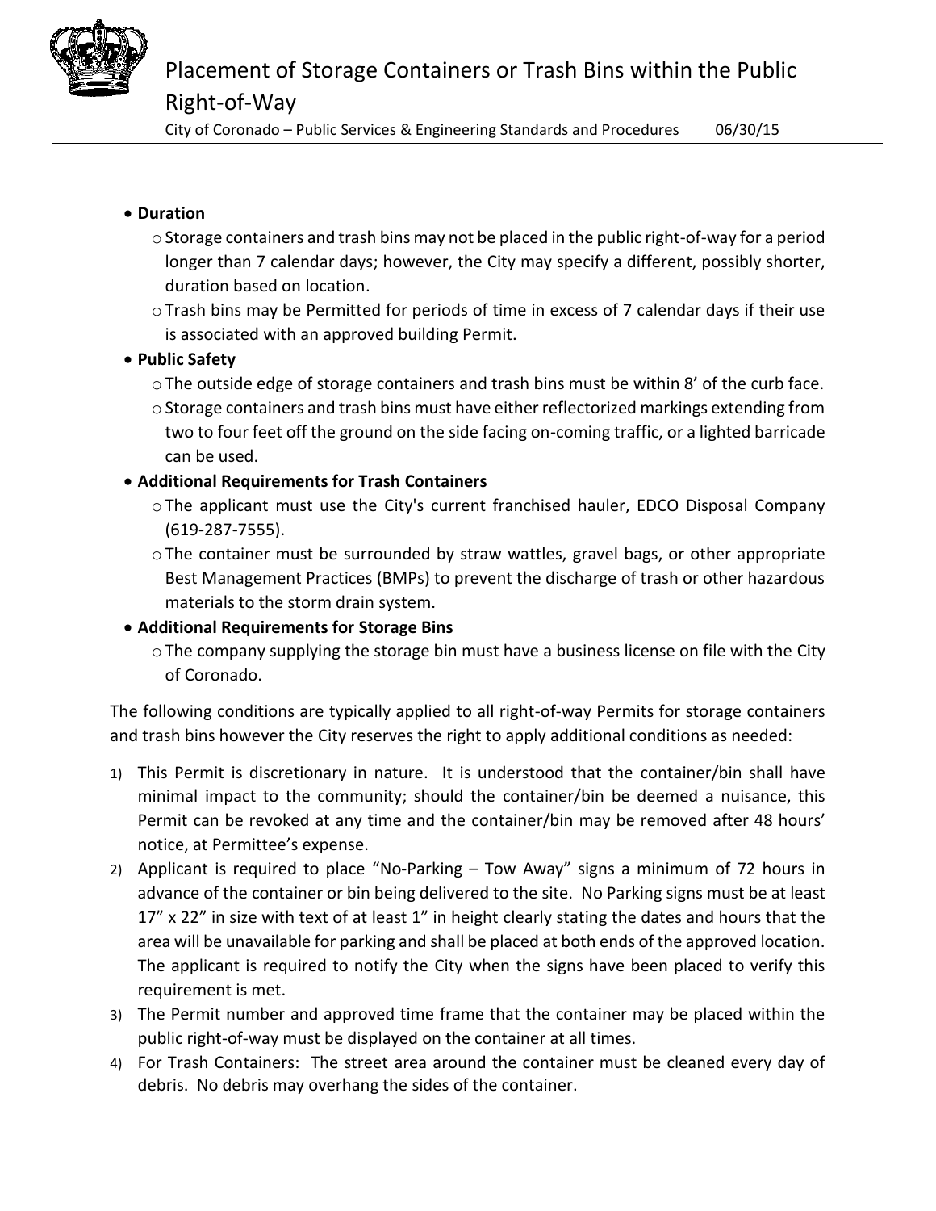- **Duration**
  - Storage containers and trash bins may not be placed in the public right-of-way for a period longer than 7 calendar days; however, the City may specify a different, possibly shorter, duration based on location.
  - Trash bins may be Permitted for periods of time in excess of 7 calendar days if their use is associated with an approved building Permit.
- **Public Safety**
  - The outside edge of storage containers and trash bins must be within 8' of the curb face.
  - Storage containers and trash bins must have either reflectorized markings extending from two to four feet off the ground on the side facing on-coming traffic, or a lighted barricade can be used.
- **Additional Requirements for Trash Containers**
  - The applicant must use the City's current franchised hauler, EDCO Disposal Company (619-287-7555).
  - The container must be surrounded by straw wattles, gravel bags, or other appropriate Best Management Practices (BMPs) to prevent the discharge of trash or other hazardous materials to the storm drain system.
- **Additional Requirements for Storage Bins**
  - The company supplying the storage bin must have a business license on file with the City of Coronado.

The following conditions are typically applied to all right-of-way Permits for storage containers and trash bins however the City reserves the right to apply additional conditions as needed:

1) This Permit is discretionary in nature. It is understood that the container/bin shall have minimal impact to the community; should the container/bin be deemed a nuisance, this Permit can be revoked at any time and the container/bin may be removed after 48 hours' notice, at Permittee's expense.
2) Applicant is required to place "No-Parking – Tow Away" signs a minimum of 72 hours in advance of the container or bin being delivered to the site. No Parking signs must be at least 17" x 22" in size with text of at least 1" in height clearly stating the dates and hours that the area will be unavailable for parking and shall be placed at both ends of the approved location. The applicant is required to notify the City when the signs have been placed to verify this requirement is met.
3) The Permit number and approved time frame that the container may be placed within the public right-of-way must be displayed on the container at all times.
4) For Trash Containers: The street area around the container must be cleaned every day of debris. No debris may overhang the sides of the container.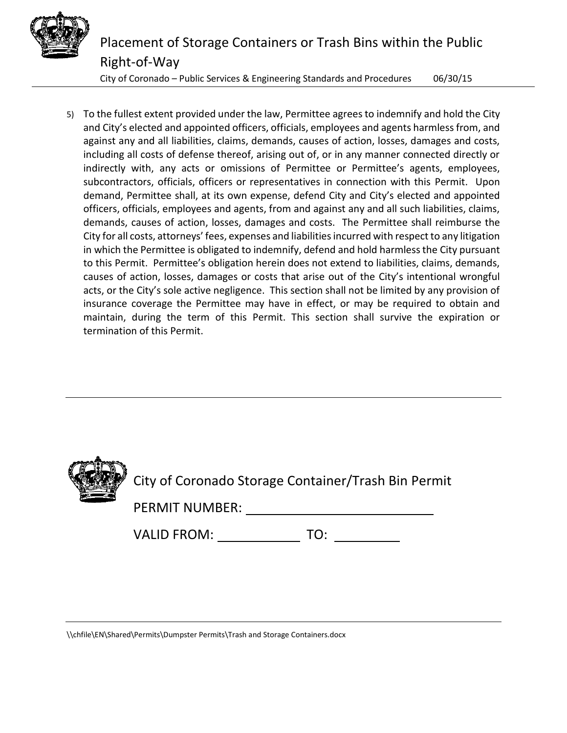5) To the fullest extent provided under the law, Permittee agrees to indemnify and hold the City and City's elected and appointed officers, officials, employees and agents harmless from, and against any and all liabilities, claims, demands, causes of action, losses, damages and costs, including all costs of defense thereof, arising out of, or in any manner connected directly or indirectly with, any acts or omissions of Permittee or Permittee's agents, employees, subcontractors, officials, officers or representatives in connection with this Permit. Upon demand, Permittee shall, at its own expense, defend City and City's elected and appointed officers, officials, employees and agents, from and against any and all such liabilities, claims, demands, causes of action, losses, damages and costs. The Permittee shall reimburse the City for all costs, attorneys' fees, expenses and liabilities incurred with respect to any litigation in which the Permittee is obligated to indemnify, defend and hold harmless the City pursuant to this Permit. Permittee's obligation herein does not extend to liabilities, claims, demands, causes of action, losses, damages or costs that arise out of the City's intentional wrongful acts, or the City's sole active negligence. This section shall not be limited by any provision of insurance coverage the Permittee may have in effect, or may be required to obtain and maintain, during the term of this Permit. This section shall survive the expiration or termination of this Permit.

---

## City of Coronado Storage Container/Trash Bin Permit

PERMIT NUMBER: ____________________________

VALID FROM: ____________ TO: __________

---

\\chfile\EN\Shared\Permits\Dumpster Permits\Trash and Storage Containers.docx